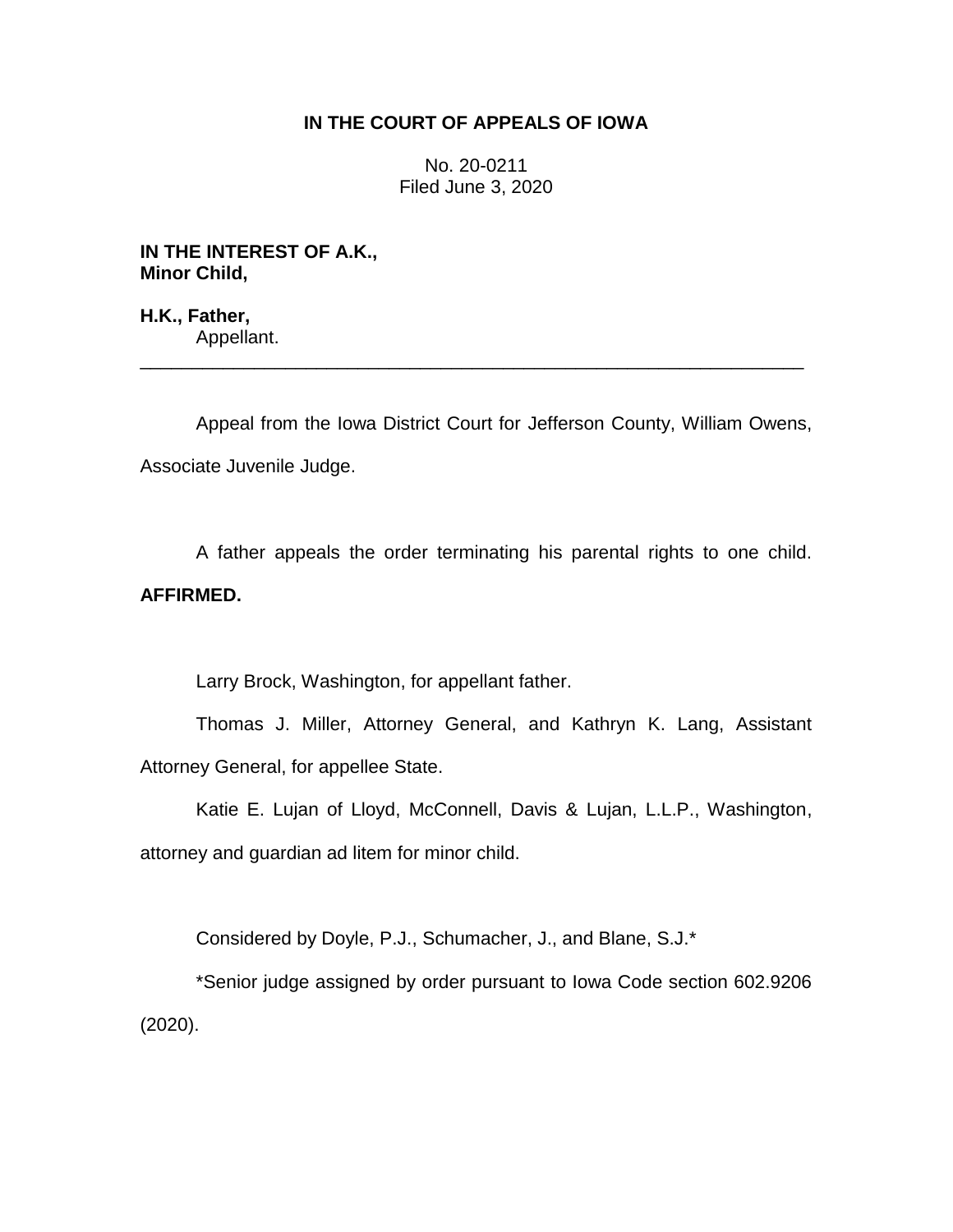# IN THE COURT OF APPEALS OF IOWA

No. 20-0211
Filed June 3, 2020

**IN THE INTEREST OF A.K.,**
**Minor Child,**

**H.K., Father,**
Appellant.

---

Appeal from the Iowa District Court for Jefferson County, William Owens, Associate Juvenile Judge.

A father appeals the order terminating his parental rights to one child. **AFFIRMED.**

Larry Brock, Washington, for appellant father.

Thomas J. Miller, Attorney General, and Kathryn K. Lang, Assistant Attorney General, for appellee State.

Katie E. Lujan of Lloyd, McConnell, Davis & Lujan, L.L.P., Washington, attorney and guardian ad litem for minor child.

Considered by Doyle, P.J., Schumacher, J., and Blane, S.J.*

*Senior judge assigned by order pursuant to Iowa Code section 602.9206 (2020).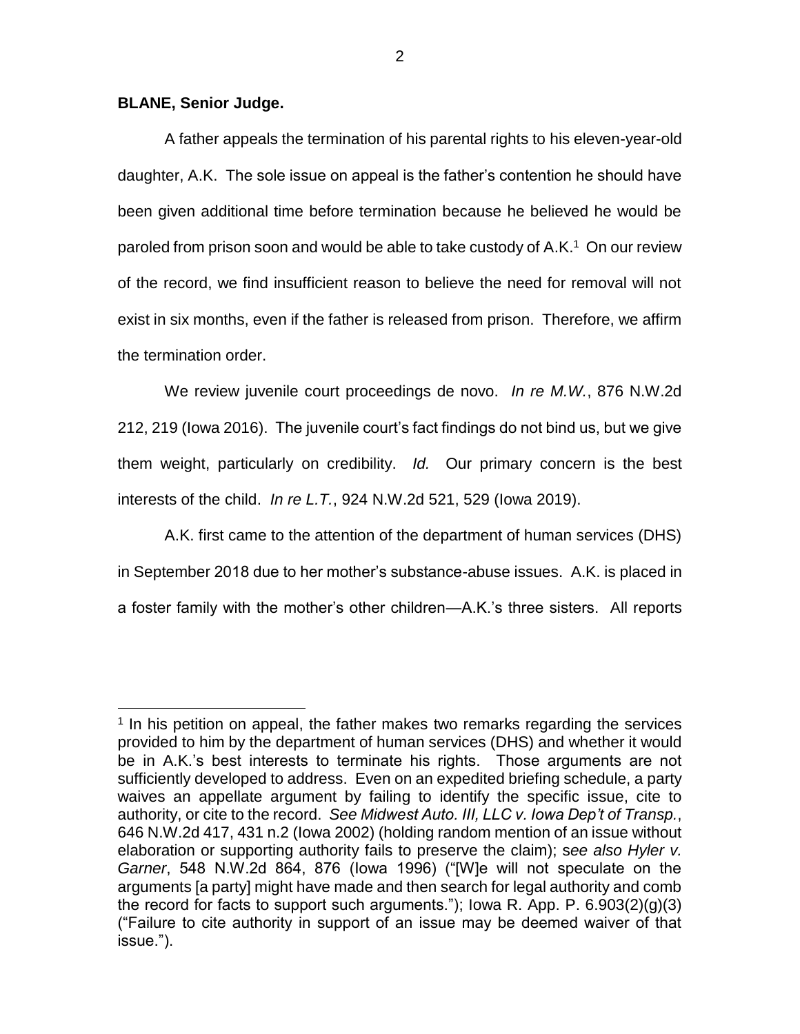**BLANE, Senior Judge.**

A father appeals the termination of his parental rights to his eleven-year-old daughter, A.K. The sole issue on appeal is the father's contention he should have been given additional time before termination because he believed he would be paroled from prison soon and would be able to take custody of A.K.[1] On our review of the record, we find insufficient reason to believe the need for removal will not exist in six months, even if the father is released from prison. Therefore, we affirm the termination order.

We review juvenile court proceedings de novo. *In re M.W.*, 876 N.W.2d 212, 219 (Iowa 2016). The juvenile court's fact findings do not bind us, but we give them weight, particularly on credibility. *Id.* Our primary concern is the best interests of the child. *In re L.T.*, 924 N.W.2d 521, 529 (Iowa 2019).

A.K. first came to the attention of the department of human services (DHS) in September 2018 due to her mother's substance-abuse issues. A.K. is placed in a foster family with the mother's other children—A.K.'s three sisters. All reports

[1] In his petition on appeal, the father makes two remarks regarding the services provided to him by the department of human services (DHS) and whether it would be in A.K.'s best interests to terminate his rights. Those arguments are not sufficiently developed to address. Even on an expedited briefing schedule, a party waives an appellate argument by failing to identify the specific issue, cite to authority, or cite to the record. *See Midwest Auto. III, LLC v. Iowa Dep't of Transp.*, 646 N.W.2d 417, 431 n.2 (Iowa 2002) (holding random mention of an issue without elaboration or supporting authority fails to preserve the claim); *see also Hyler v. Garner*, 548 N.W.2d 864, 876 (Iowa 1996) ("[W]e will not speculate on the arguments [a party] might have made and then search for legal authority and comb the record for facts to support such arguments."); Iowa R. App. P. 6.903(2)(g)(3) ("Failure to cite authority in support of an issue may be deemed waiver of that issue.").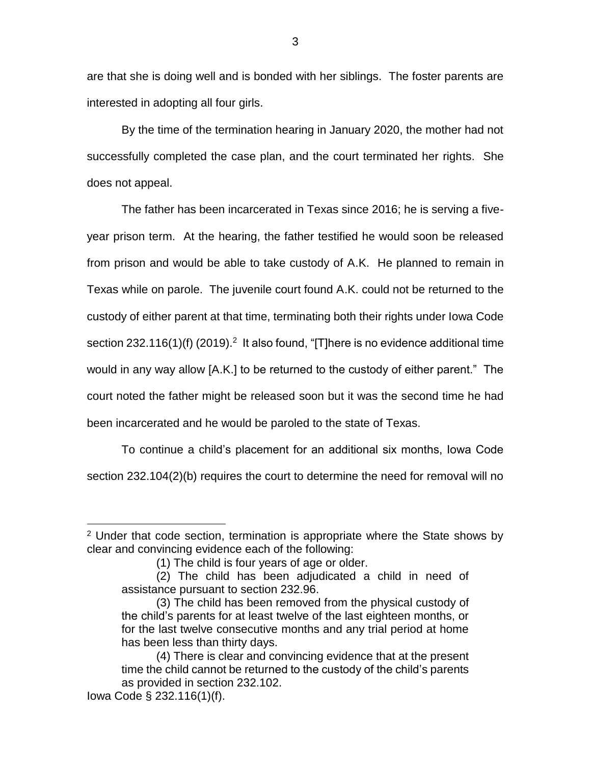are that she is doing well and is bonded with her siblings. The foster parents are interested in adopting all four girls.

By the time of the termination hearing in January 2020, the mother had not successfully completed the case plan, and the court terminated her rights. She does not appeal.

The father has been incarcerated in Texas since 2016; he is serving a five-year prison term. At the hearing, the father testified he would soon be released from prison and would be able to take custody of A.K. He planned to remain in Texas while on parole. The juvenile court found A.K. could not be returned to the custody of either parent at that time, terminating both their rights under Iowa Code section 232.116(1)(f) (2019).[2] It also found, "[T]here is no evidence additional time would in any way allow [A.K.] to be returned to the custody of either parent." The court noted the father might be released soon but it was the second time he had been incarcerated and he would be paroled to the state of Texas.

To continue a child's placement for an additional six months, Iowa Code section 232.104(2)(b) requires the court to determine the need for removal will no

---

[2] Under that code section, termination is appropriate where the State shows by clear and convincing evidence each of the following:

> (1) The child is four years of age or older.
>
> (2) The child has been adjudicated a child in need of assistance pursuant to section 232.96.
>
> (3) The child has been removed from the physical custody of the child's parents for at least twelve of the last eighteen months, or for the last twelve consecutive months and any trial period at home has been less than thirty days.
>
> (4) There is clear and convincing evidence that at the present time the child cannot be returned to the custody of the child's parents as provided in section 232.102.

Iowa Code § 232.116(1)(f).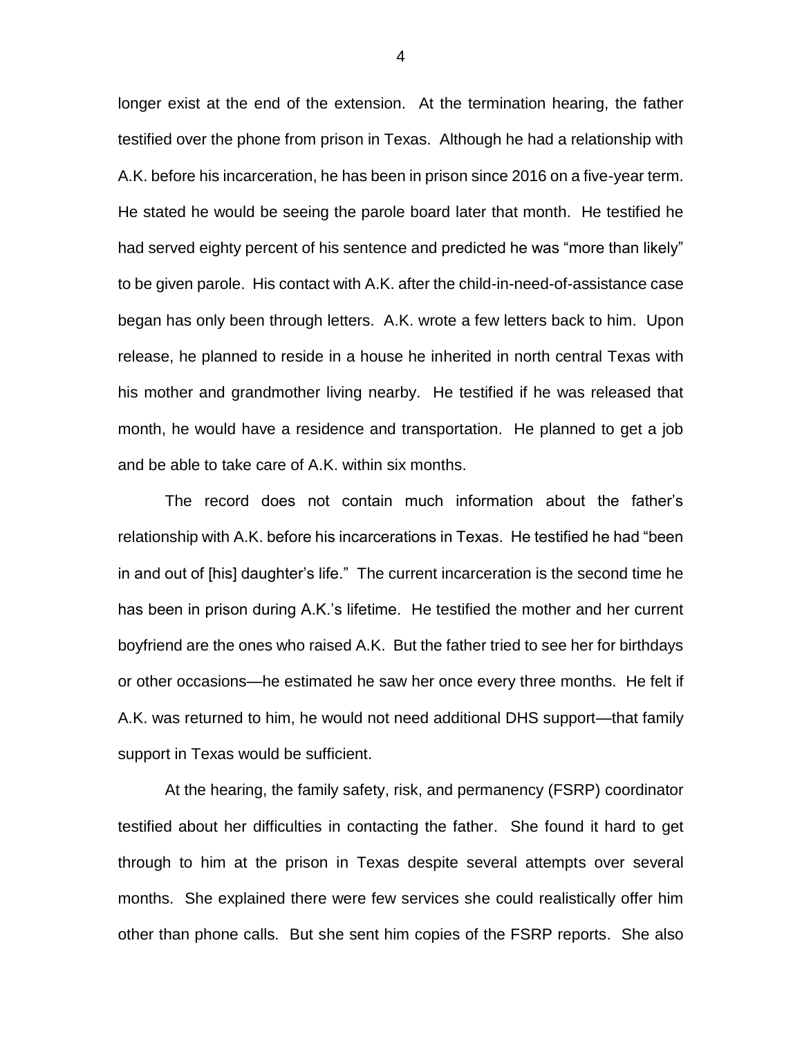longer exist at the end of the extension. At the termination hearing, the father testified over the phone from prison in Texas. Although he had a relationship with A.K. before his incarceration, he has been in prison since 2016 on a five-year term. He stated he would be seeing the parole board later that month. He testified he had served eighty percent of his sentence and predicted he was "more than likely" to be given parole. His contact with A.K. after the child-in-need-of-assistance case began has only been through letters. A.K. wrote a few letters back to him. Upon release, he planned to reside in a house he inherited in north central Texas with his mother and grandmother living nearby. He testified if he was released that month, he would have a residence and transportation. He planned to get a job and be able to take care of A.K. within six months.

The record does not contain much information about the father's relationship with A.K. before his incarcerations in Texas. He testified he had "been in and out of [his] daughter's life." The current incarceration is the second time he has been in prison during A.K.'s lifetime. He testified the mother and her current boyfriend are the ones who raised A.K. But the father tried to see her for birthdays or other occasions—he estimated he saw her once every three months. He felt if A.K. was returned to him, he would not need additional DHS support—that family support in Texas would be sufficient.

At the hearing, the family safety, risk, and permanency (FSRP) coordinator testified about her difficulties in contacting the father. She found it hard to get through to him at the prison in Texas despite several attempts over several months. She explained there were few services she could realistically offer him other than phone calls. But she sent him copies of the FSRP reports. She also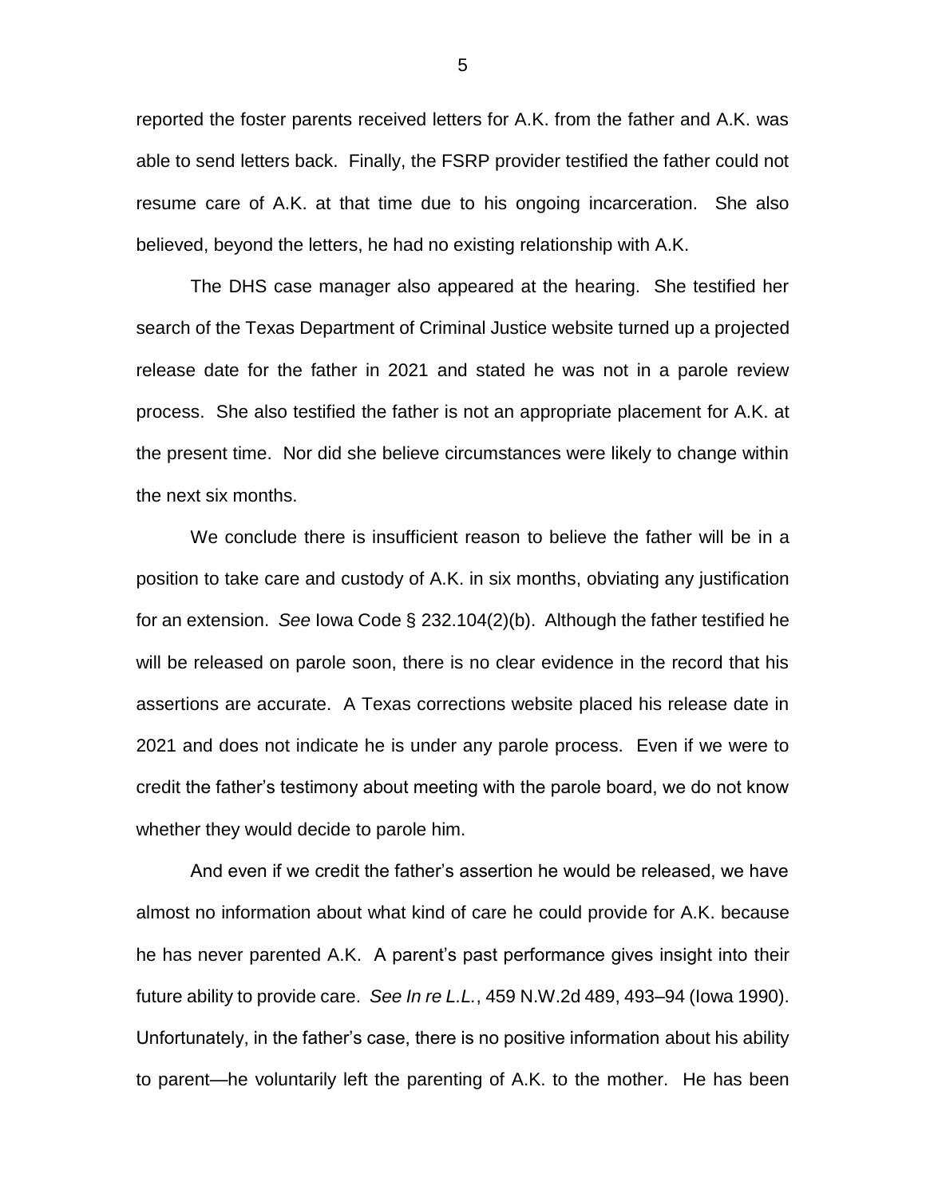reported the foster parents received letters for A.K. from the father and A.K. was able to send letters back. Finally, the FSRP provider testified the father could not resume care of A.K. at that time due to his ongoing incarceration. She also believed, beyond the letters, he had no existing relationship with A.K.

The DHS case manager also appeared at the hearing. She testified her search of the Texas Department of Criminal Justice website turned up a projected release date for the father in 2021 and stated he was not in a parole review process. She also testified the father is not an appropriate placement for A.K. at the present time. Nor did she believe circumstances were likely to change within the next six months.

We conclude there is insufficient reason to believe the father will be in a position to take care and custody of A.K. in six months, obviating any justification for an extension. *See* Iowa Code § 232.104(2)(b). Although the father testified he will be released on parole soon, there is no clear evidence in the record that his assertions are accurate. A Texas corrections website placed his release date in 2021 and does not indicate he is under any parole process. Even if we were to credit the father's testimony about meeting with the parole board, we do not know whether they would decide to parole him.

And even if we credit the father's assertion he would be released, we have almost no information about what kind of care he could provide for A.K. because he has never parented A.K. A parent's past performance gives insight into their future ability to provide care. *See In re L.L.*, 459 N.W.2d 489, 493–94 (Iowa 1990). Unfortunately, in the father's case, there is no positive information about his ability to parent—he voluntarily left the parenting of A.K. to the mother. He has been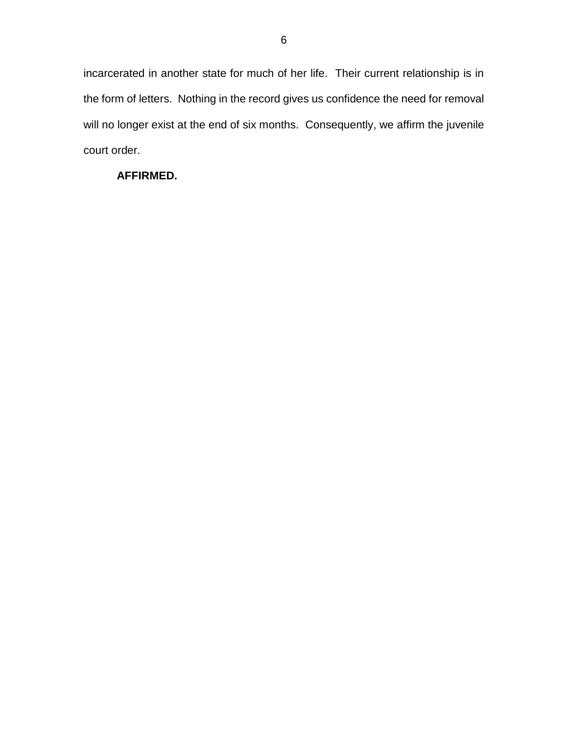incarcerated in another state for much of her life. Their current relationship is in the form of letters. Nothing in the record gives us confidence the need for removal will no longer exist at the end of six months. Consequently, we affirm the juvenile court order.

**AFFIRMED.**